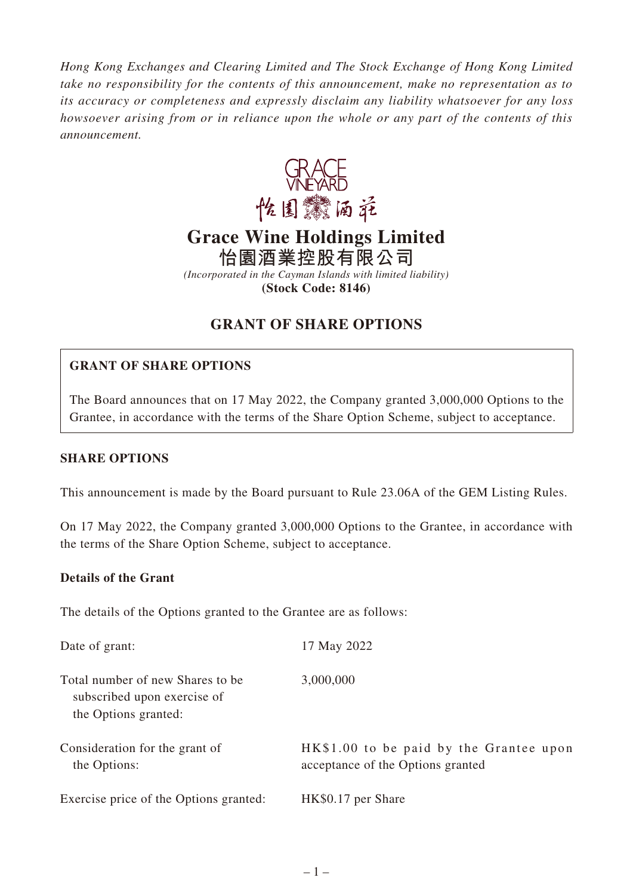*Hong Kong Exchanges and Clearing Limited and The Stock Exchange of Hong Kong Limited take no responsibility for the contents of this announcement, make no representation as to its accuracy or completeness and expressly disclaim any liability whatsoever for any loss howsoever arising from or in reliance upon the whole or any part of the contents of this announcement.*

# Grace Wine Holdings Limited
# 怡園酒業控股有限公司

*(Incorporated in the Cayman Islands with limited liability)*
**(Stock Code: 8146)**

## GRANT OF SHARE OPTIONS

**GRANT OF SHARE OPTIONS**

The Board announces that on 17 May 2022, the Company granted 3,000,000 Options to the Grantee, in accordance with the terms of the Share Option Scheme, subject to acceptance.

### SHARE OPTIONS

This announcement is made by the Board pursuant to Rule 23.06A of the GEM Listing Rules.

On 17 May 2022, the Company granted 3,000,000 Options to the Grantee, in accordance with the terms of the Share Option Scheme, subject to acceptance.

**Details of the Grant**

The details of the Options granted to the Grantee are as follows:

| | |
|---|---|
| Date of grant: | 17 May 2022 |
| Total number of new Shares to be subscribed upon exercise of the Options granted: | 3,000,000 |
| Consideration for the grant of the Options: | HK$1.00 to be paid by the Grantee upon acceptance of the Options granted |
| Exercise price of the Options granted: | HK$0.17 per Share |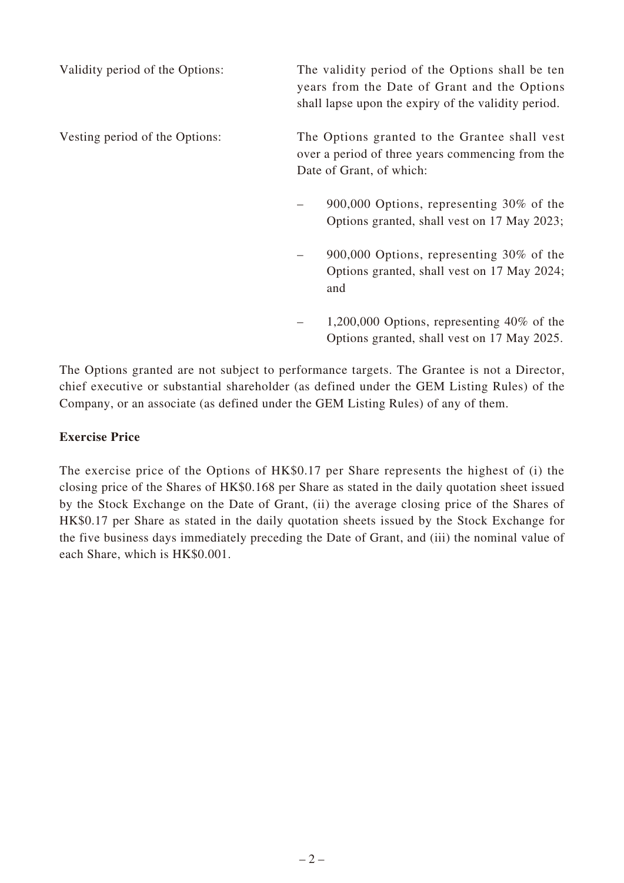| | |
|---|---|
| Validity period of the Options: | The validity period of the Options shall be ten years from the Date of Grant and the Options shall lapse upon the expiry of the validity period. |
| Vesting period of the Options: | The Options granted to the Grantee shall vest over a period of three years commencing from the Date of Grant, of which:<br><br>– 900,000 Options, representing 30% of the Options granted, shall vest on 17 May 2023;<br><br>– 900,000 Options, representing 30% of the Options granted, shall vest on 17 May 2024; and<br><br>– 1,200,000 Options, representing 40% of the Options granted, shall vest on 17 May 2025. |

The Options granted are not subject to performance targets. The Grantee is not a Director, chief executive or substantial shareholder (as defined under the GEM Listing Rules) of the Company, or an associate (as defined under the GEM Listing Rules) of any of them.

**Exercise Price**

The exercise price of the Options of HK$0.17 per Share represents the highest of (i) the closing price of the Shares of HK$0.168 per Share as stated in the daily quotation sheet issued by the Stock Exchange on the Date of Grant, (ii) the average closing price of the Shares of HK$0.17 per Share as stated in the daily quotation sheets issued by the Stock Exchange for the five business days immediately preceding the Date of Grant, and (iii) the nominal value of each Share, which is HK$0.001.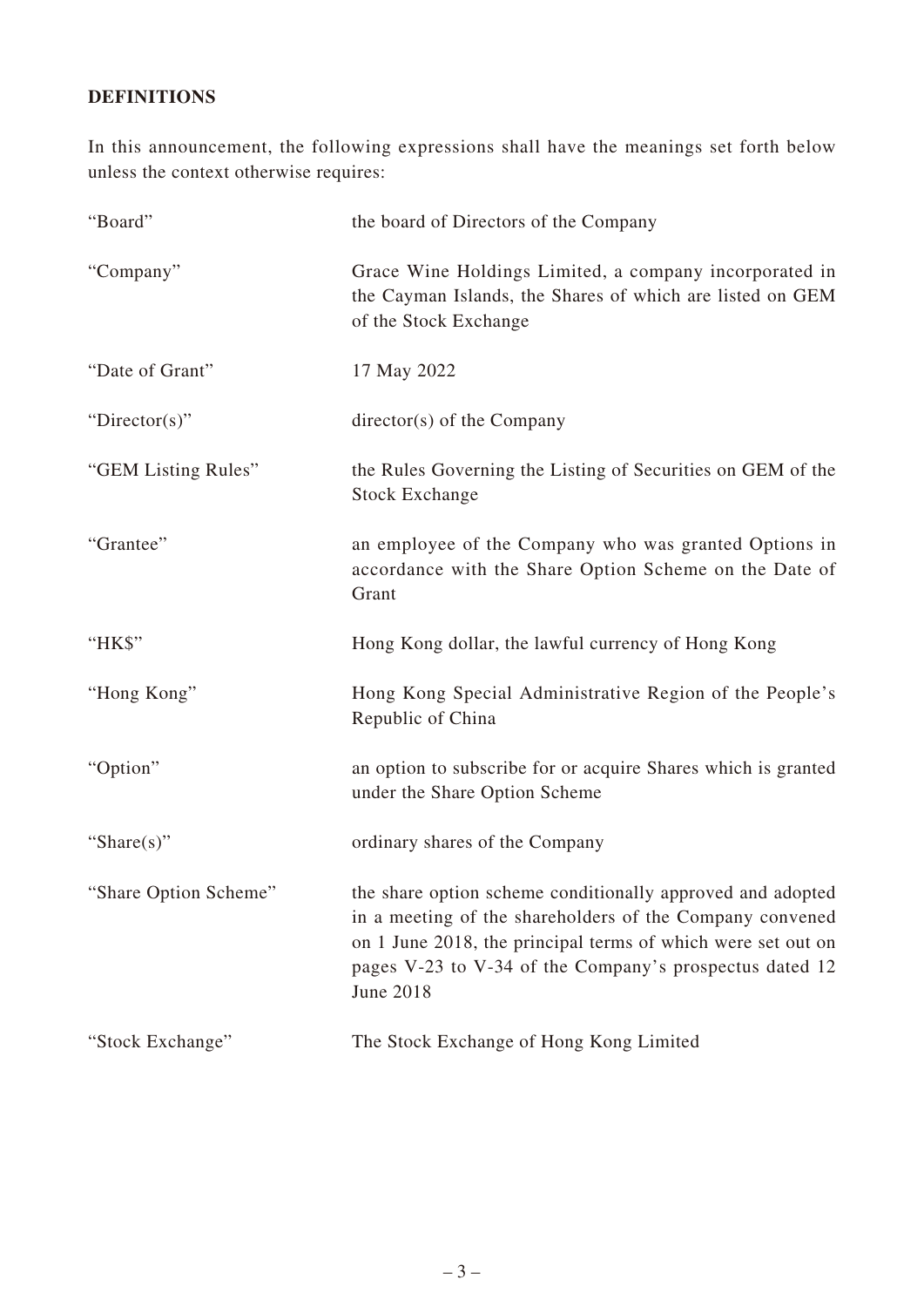## DEFINITIONS

In this announcement, the following expressions shall have the meanings set forth below unless the context otherwise requires:

| | |
|---|---|
| "Board" | the board of Directors of the Company |
| "Company" | Grace Wine Holdings Limited, a company incorporated in the Cayman Islands, the Shares of which are listed on GEM of the Stock Exchange |
| "Date of Grant" | 17 May 2022 |
| "Director(s)" | director(s) of the Company |
| "GEM Listing Rules" | the Rules Governing the Listing of Securities on GEM of the Stock Exchange |
| "Grantee" | an employee of the Company who was granted Options in accordance with the Share Option Scheme on the Date of Grant |
| "HK$" | Hong Kong dollar, the lawful currency of Hong Kong |
| "Hong Kong" | Hong Kong Special Administrative Region of the People's Republic of China |
| "Option" | an option to subscribe for or acquire Shares which is granted under the Share Option Scheme |
| "Share(s)" | ordinary shares of the Company |
| "Share Option Scheme" | the share option scheme conditionally approved and adopted in a meeting of the shareholders of the Company convened on 1 June 2018, the principal terms of which were set out on pages V-23 to V-34 of the Company's prospectus dated 12 June 2018 |
| "Stock Exchange" | The Stock Exchange of Hong Kong Limited |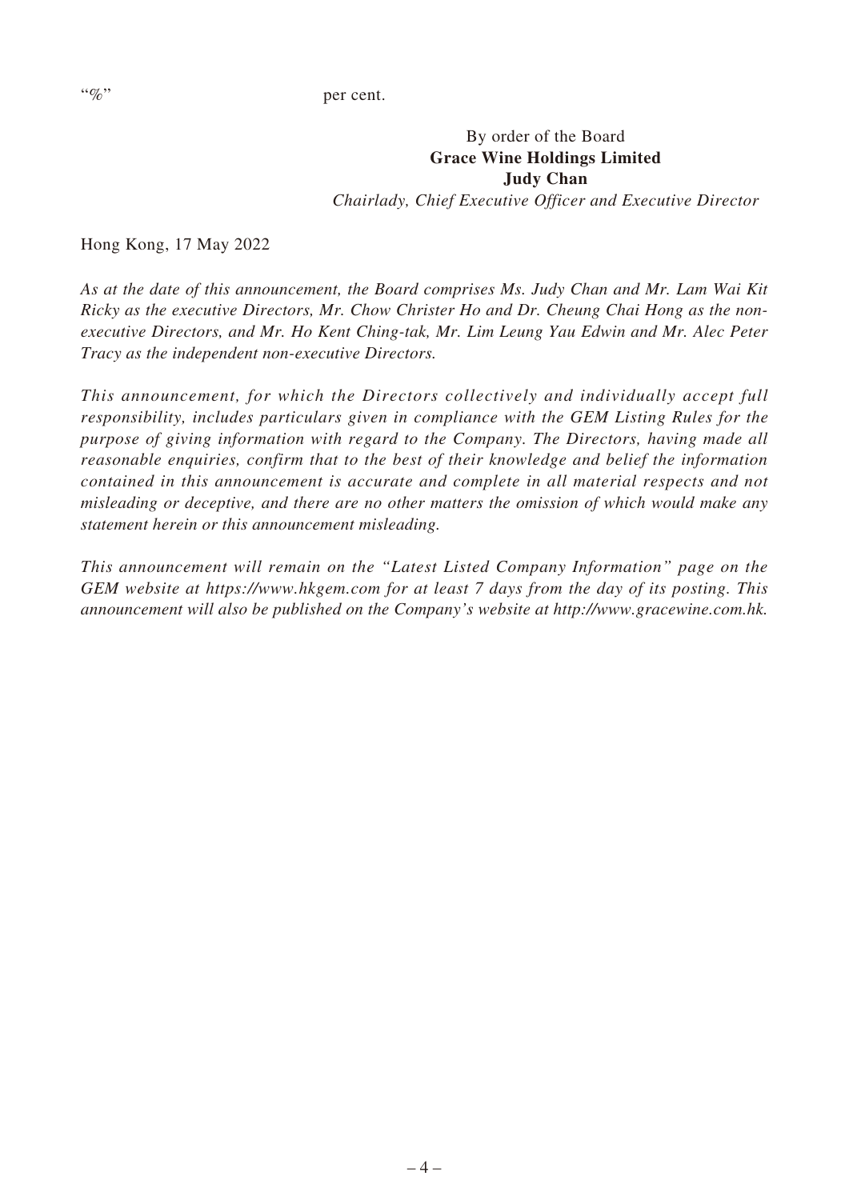"%" per cent.

By order of the Board
**Grace Wine Holdings Limited**
**Judy Chan**
*Chairlady, Chief Executive Officer and Executive Director*

Hong Kong, 17 May 2022

*As at the date of this announcement, the Board comprises Ms. Judy Chan and Mr. Lam Wai Kit Ricky as the executive Directors, Mr. Chow Christer Ho and Dr. Cheung Chai Hong as the non-executive Directors, and Mr. Ho Kent Ching-tak, Mr. Lim Leung Yau Edwin and Mr. Alec Peter Tracy as the independent non-executive Directors.*

*This announcement, for which the Directors collectively and individually accept full responsibility, includes particulars given in compliance with the GEM Listing Rules for the purpose of giving information with regard to the Company. The Directors, having made all reasonable enquiries, confirm that to the best of their knowledge and belief the information contained in this announcement is accurate and complete in all material respects and not misleading or deceptive, and there are no other matters the omission of which would make any statement herein or this announcement misleading.*

*This announcement will remain on the "Latest Listed Company Information" page on the GEM website at https://www.hkgem.com for at least 7 days from the day of its posting. This announcement will also be published on the Company's website at http://www.gracewine.com.hk.*